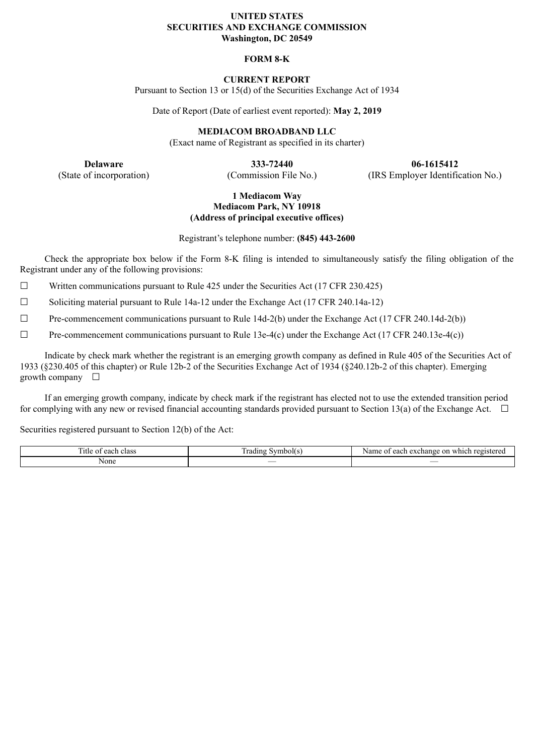**UNITED STATES**
**SECURITIES AND EXCHANGE COMMISSION**
**Washington, DC 20549**

**FORM 8-K**

**CURRENT REPORT**

Pursuant to Section 13 or 15(d) of the Securities Exchange Act of 1934

Date of Report (Date of earliest event reported): **May 2, 2019**

**MEDIACOM BROADBAND LLC**

(Exact name of Registrant as specified in its charter)

| **Delaware** | **333-72440** | **06-1615412** |
|---|---|---|
| (State of incorporation) | (Commission File No.) | (IRS Employer Identification No.) |

**1 Mediacom Way**
**Mediacom Park, NY 10918**
**(Address of principal executive offices)**

Registrant's telephone number: **(845) 443-2600**

Check the appropriate box below if the Form 8-K filing is intended to simultaneously satisfy the filing obligation of the Registrant under any of the following provisions:

☐ Written communications pursuant to Rule 425 under the Securities Act (17 CFR 230.425)

☐ Soliciting material pursuant to Rule 14a-12 under the Exchange Act (17 CFR 240.14a-12)

☐ Pre-commencement communications pursuant to Rule 14d-2(b) under the Exchange Act (17 CFR 240.14d-2(b))

☐ Pre-commencement communications pursuant to Rule 13e-4(c) under the Exchange Act (17 CFR 240.13e-4(c))

Indicate by check mark whether the registrant is an emerging growth company as defined in Rule 405 of the Securities Act of 1933 (§230.405 of this chapter) or Rule 12b-2 of the Securities Exchange Act of 1934 (§240.12b-2 of this chapter). Emerging growth company ☐

If an emerging growth company, indicate by check mark if the registrant has elected not to use the extended transition period for complying with any new or revised financial accounting standards provided pursuant to Section 13(a) of the Exchange Act. ☐

Securities registered pursuant to Section 12(b) of the Act:

| Title of each class | Trading Symbol(s) | Name of each exchange on which registered |
|---|---|---|
| None | — | — |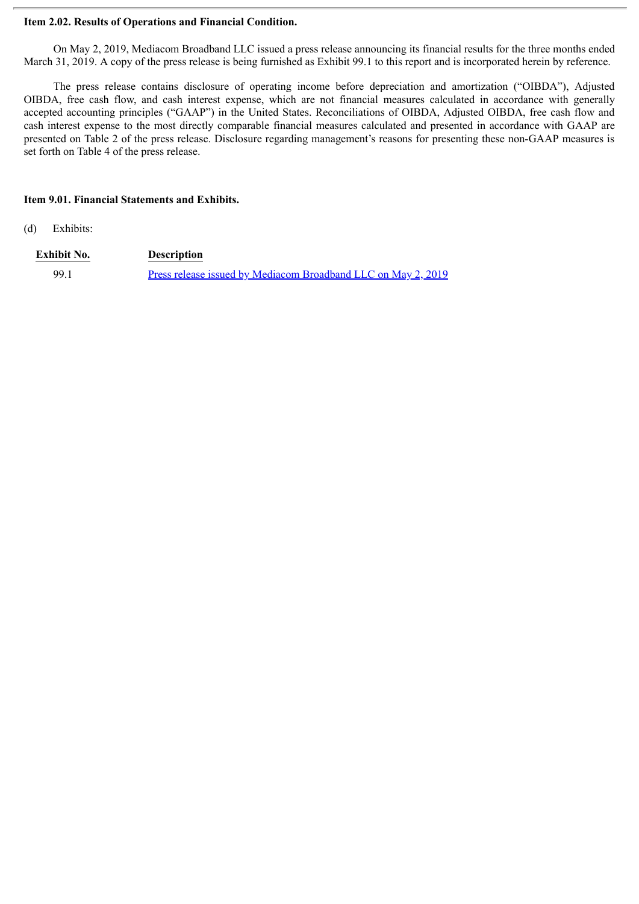**Item 2.02. Results of Operations and Financial Condition.**

On May 2, 2019, Mediacom Broadband LLC issued a press release announcing its financial results for the three months ended March 31, 2019. A copy of the press release is being furnished as Exhibit 99.1 to this report and is incorporated herein by reference.

The press release contains disclosure of operating income before depreciation and amortization ("OIBDA"), Adjusted OIBDA, free cash flow, and cash interest expense, which are not financial measures calculated in accordance with generally accepted accounting principles ("GAAP") in the United States. Reconciliations of OIBDA, Adjusted OIBDA, free cash flow and cash interest expense to the most directly comparable financial measures calculated and presented in accordance with GAAP are presented on Table 2 of the press release. Disclosure regarding management's reasons for presenting these non-GAAP measures is set forth on Table 4 of the press release.

**Item 9.01. Financial Statements and Exhibits.**

(d) Exhibits:

| Exhibit No. | Description |
|---|---|
| 99.1 | Press release issued by Mediacom Broadband LLC on May 2, 2019 |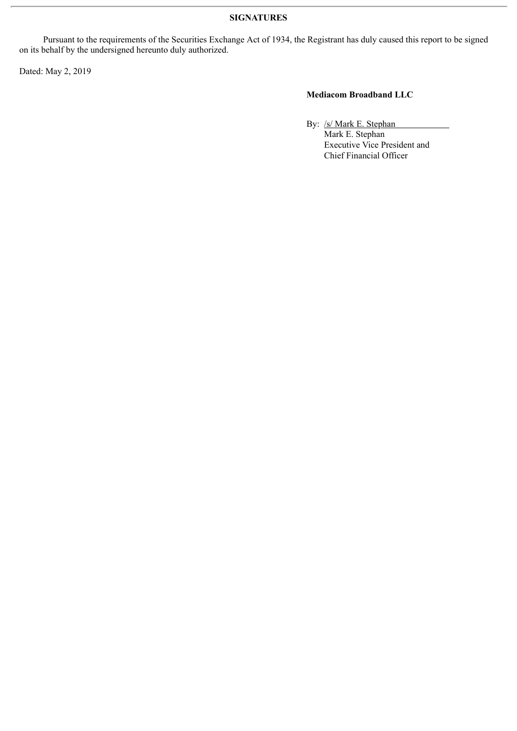**SIGNATURES**

Pursuant to the requirements of the Securities Exchange Act of 1934, the Registrant has duly caused this report to be signed on its behalf by the undersigned hereunto duly authorized.

Dated: May 2, 2019

**Mediacom Broadband LLC**

By: /s/ Mark E. Stephan
Mark E. Stephan
Executive Vice President and
Chief Financial Officer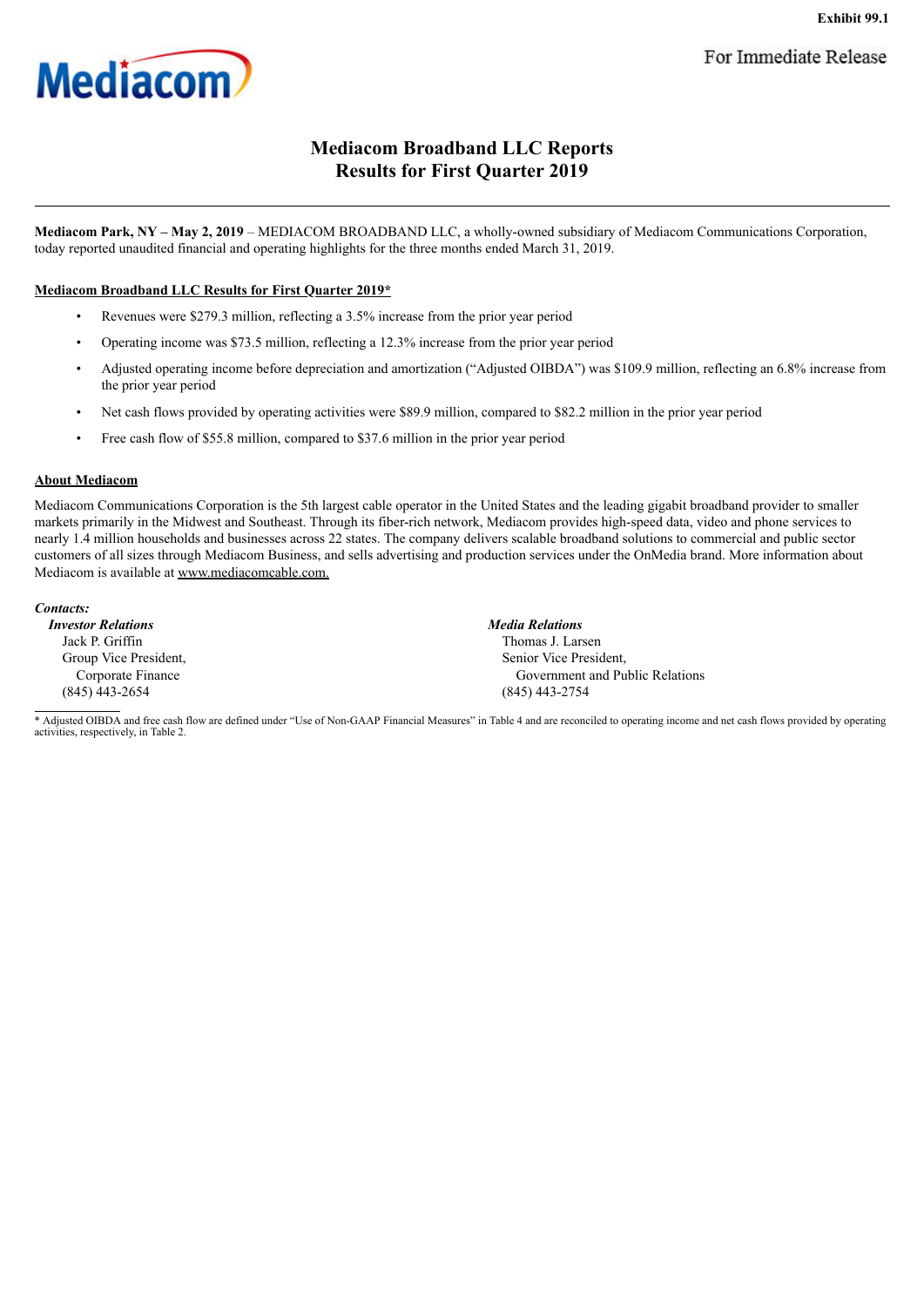Exhibit 99.1

For Immediate Release

# Mediacom Broadband LLC Reports Results for First Quarter 2019

**Mediacom Park, NY – May 2, 2019** – MEDIACOM BROADBAND LLC, a wholly-owned subsidiary of Mediacom Communications Corporation, today reported unaudited financial and operating highlights for the three months ended March 31, 2019.

**Mediacom Broadband LLC Results for First Quarter 2019***

- Revenues were $279.3 million, reflecting a 3.5% increase from the prior year period
- Operating income was $73.5 million, reflecting a 12.3% increase from the prior year period
- Adjusted operating income before depreciation and amortization ("Adjusted OIBDA") was $109.9 million, reflecting an 6.8% increase from the prior year period
- Net cash flows provided by operating activities were $89.9 million, compared to $82.2 million in the prior year period
- Free cash flow of $55.8 million, compared to $37.6 million in the prior year period

**About Mediacom**

Mediacom Communications Corporation is the 5th largest cable operator in the United States and the leading gigabit broadband provider to smaller markets primarily in the Midwest and Southeast. Through its fiber-rich network, Mediacom provides high-speed data, video and phone services to nearly 1.4 million households and businesses across 22 states. The company delivers scalable broadband solutions to commercial and public sector customers of all sizes through Mediacom Business, and sells advertising and production services under the OnMedia brand. More information about Mediacom is available at www.mediacomcable.com.

***Contacts:***

***Investor Relations***
Jack P. Griffin
Group Vice President,
Corporate Finance
(845) 443-2654

***Media Relations***
Thomas J. Larsen
Senior Vice President,
Government and Public Relations
(845) 443-2754

* Adjusted OIBDA and free cash flow are defined under "Use of Non-GAAP Financial Measures" in Table 4 and are reconciled to operating income and net cash flows provided by operating activities, respectively, in Table 2.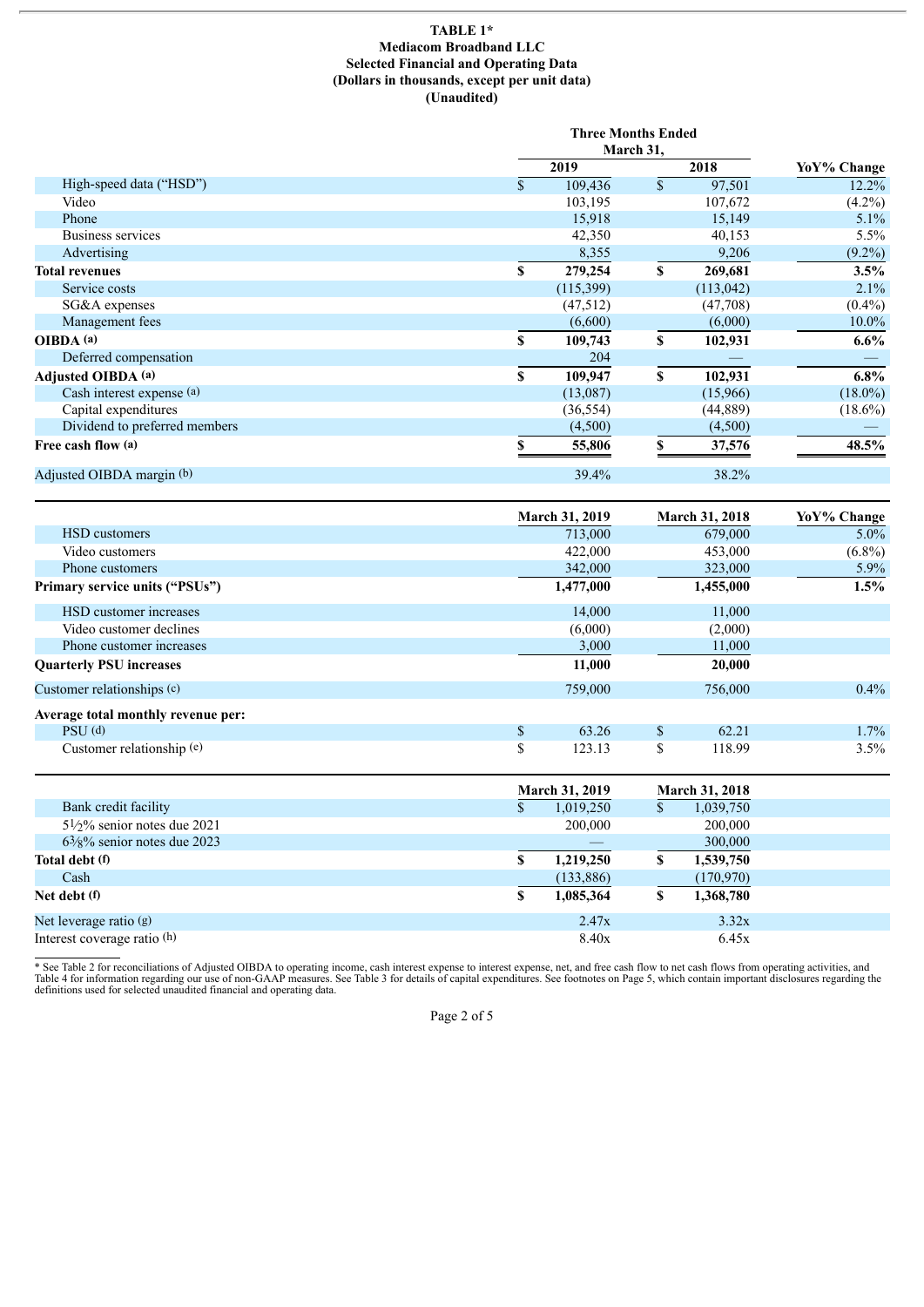**TABLE 1***
**Mediacom Broadband LLC**
**Selected Financial and Operating Data**
**(Dollars in thousands, except per unit data)**
**(Unaudited)**

| | Three Months Ended March 31, 2019 | Three Months Ended March 31, 2018 | YoY% Change |
|---|---|---|---|
| High-speed data ("HSD") | $ 109,436 | $ 97,501 | 12.2% |
| Video | 103,195 | 107,672 | (4.2%) |
| Phone | 15,918 | 15,149 | 5.1% |
| Business services | 42,350 | 40,153 | 5.5% |
| Advertising | 8,355 | 9,206 | (9.2%) |
| **Total revenues** | **$ 279,254** | **$ 269,681** | **3.5%** |
| Service costs | (115,399) | (113,042) | 2.1% |
| SG&A expenses | (47,512) | (47,708) | (0.4%) |
| Management fees | (6,600) | (6,000) | 10.0% |
| **OIBDA (a)** | **$ 109,743** | **$ 102,931** | **6.6%** |
| Deferred compensation | 204 | — | — |
| **Adjusted OIBDA (a)** | **$ 109,947** | **$ 102,931** | **6.8%** |
| Cash interest expense (a) | (13,087) | (15,966) | (18.0%) |
| Capital expenditures | (36,554) | (44,889) | (18.6%) |
| Dividend to preferred members | (4,500) | (4,500) | — |
| **Free cash flow (a)** | **$ 55,806** | **$ 37,576** | **48.5%** |
| Adjusted OIBDA margin (b) | 39.4% | 38.2% | |

| | March 31, 2019 | March 31, 2018 | YoY% Change |
|---|---|---|---|
| HSD customers | 713,000 | 679,000 | 5.0% |
| Video customers | 422,000 | 453,000 | (6.8%) |
| Phone customers | 342,000 | 323,000 | 5.9% |
| **Primary service units ("PSUs")** | **1,477,000** | **1,455,000** | **1.5%** |
| HSD customer increases | 14,000 | 11,000 | |
| Video customer declines | (6,000) | (2,000) | |
| Phone customer increases | 3,000 | 11,000 | |
| **Quarterly PSU increases** | **11,000** | **20,000** | |
| Customer relationships (c) | 759,000 | 756,000 | 0.4% |
| **Average total monthly revenue per:** | | | |
| PSU (d) | $ 63.26 | $ 62.21 | 1.7% |
| Customer relationship (e) | $ 123.13 | $ 118.99 | 3.5% |

| | March 31, 2019 | March 31, 2018 |
|---|---|---|
| Bank credit facility | $ 1,019,250 | $ 1,039,750 |
| 5½% senior notes due 2021 | 200,000 | 200,000 |
| 6⅜% senior notes due 2023 | — | 300,000 |
| **Total debt (f)** | **$ 1,219,250** | **$ 1,539,750** |
| Cash | (133,886) | (170,970) |
| **Net debt (f)** | **$ 1,085,364** | **$ 1,368,780** |
| Net leverage ratio (g) | 2.47x | 3.32x |
| Interest coverage ratio (h) | 8.40x | 6.45x |

* See Table 2 for reconciliations of Adjusted OIBDA to operating income, cash interest expense to interest expense, net, and free cash flow to net cash flows from operating activities, and Table 4 for information regarding our use of non-GAAP measures. See Table 3 for details of capital expenditures. See footnotes on Page 5, which contain important disclosures regarding the definitions used for selected unaudited financial and operating data.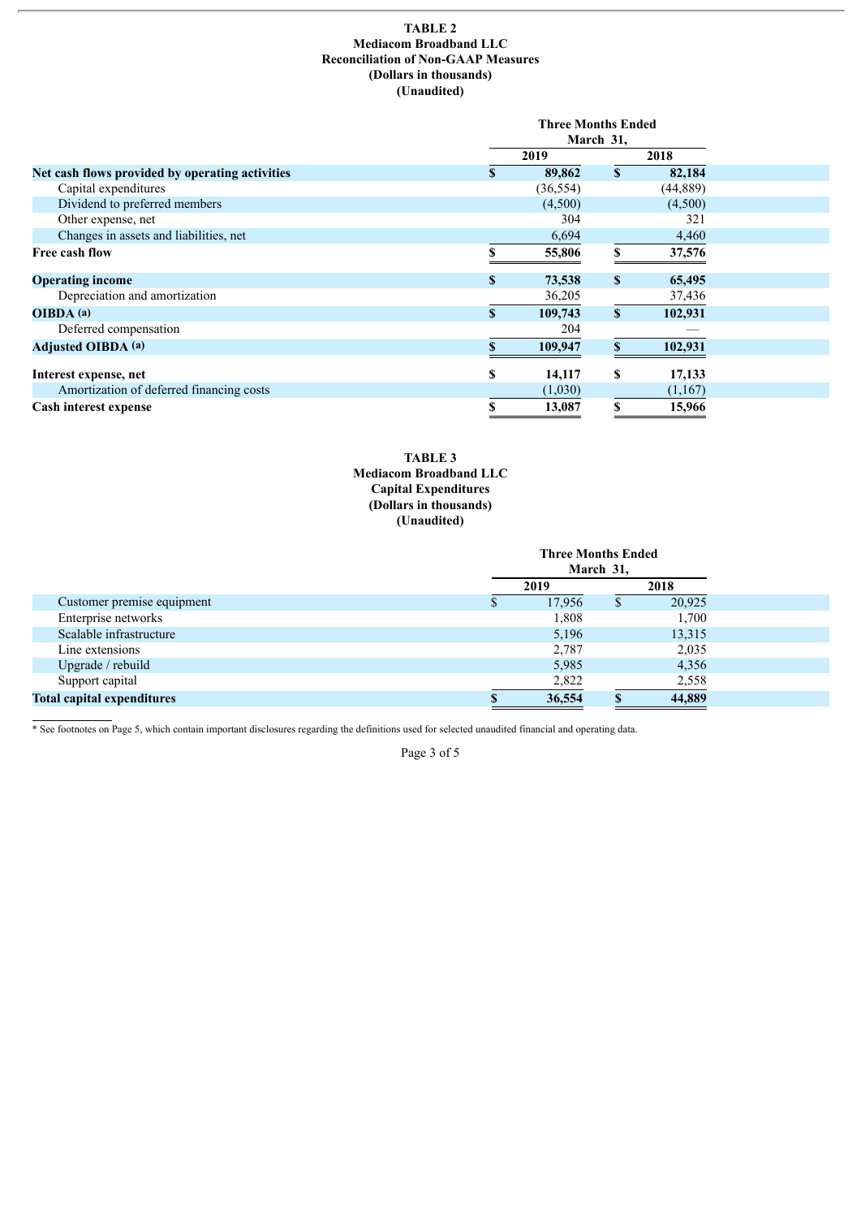**TABLE 2**
**Mediacom Broadband LLC**
**Reconciliation of Non-GAAP Measures**
**(Dollars in thousands)**
**(Unaudited)**

| | Three Months Ended March 31, | |
|---|---|---|
| | 2019 | 2018 |
| **Net cash flows provided by operating activities** | $ 89,862 | $ 82,184 |
| Capital expenditures | (36,554) | (44,889) |
| Dividend to preferred members | (4,500) | (4,500) |
| Other expense, net | 304 | 321 |
| Changes in assets and liabilities, net | 6,694 | 4,460 |
| **Free cash flow** | **$ 55,806** | **$ 37,576** |
| | | |
| **Operating income** | $ 73,538 | $ 65,495 |
| Depreciation and amortization | 36,205 | 37,436 |
| **OIBDA (a)** | **$ 109,743** | **$ 102,931** |
| Deferred compensation | 204 | — |
| **Adjusted OIBDA (a)** | **$ 109,947** | **$ 102,931** |
| | | |
| **Interest expense, net** | $ 14,117 | $ 17,133 |
| Amortization of deferred financing costs | (1,030) | (1,167) |
| **Cash interest expense** | **$ 13,087** | **$ 15,966** |

**TABLE 3**
**Mediacom Broadband LLC**
**Capital Expenditures**
**(Dollars in thousands)**
**(Unaudited)**

| | Three Months Ended March 31, | |
|---|---|---|
| | 2019 | 2018 |
| Customer premise equipment | $ 17,956 | $ 20,925 |
| Enterprise networks | 1,808 | 1,700 |
| Scalable infrastructure | 5,196 | 13,315 |
| Line extensions | 2,787 | 2,035 |
| Upgrade / rebuild | 5,985 | 4,356 |
| Support capital | 2,822 | 2,558 |
| **Total capital expenditures** | **$ 36,554** | **$ 44,889** |

* See footnotes on Page 5, which contain important disclosures regarding the definitions used for selected unaudited financial and operating data.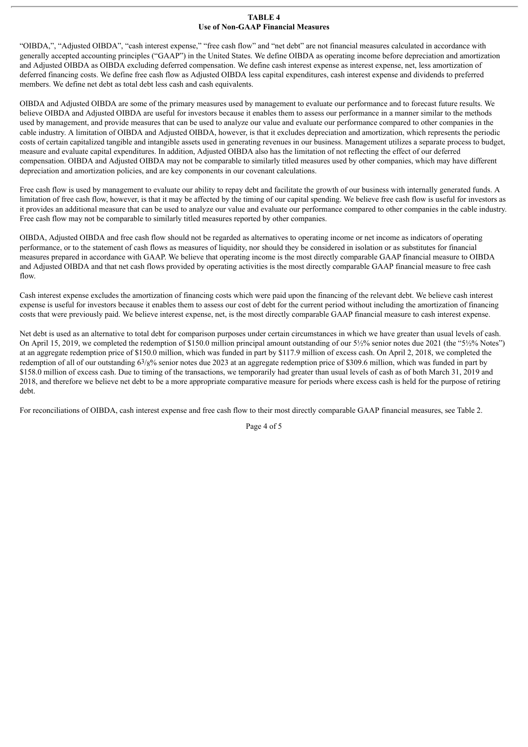**TABLE 4**
**Use of Non-GAAP Financial Measures**

"OIBDA,", "Adjusted OIBDA", "cash interest expense," "free cash flow" and "net debt" are not financial measures calculated in accordance with generally accepted accounting principles ("GAAP") in the United States. We define OIBDA as operating income before depreciation and amortization and Adjusted OIBDA as OIBDA excluding deferred compensation. We define cash interest expense as interest expense, net, less amortization of deferred financing costs. We define free cash flow as Adjusted OIBDA less capital expenditures, cash interest expense and dividends to preferred members. We define net debt as total debt less cash and cash equivalents.

OIBDA and Adjusted OIBDA are some of the primary measures used by management to evaluate our performance and to forecast future results. We believe OIBDA and Adjusted OIBDA are useful for investors because it enables them to assess our performance in a manner similar to the methods used by management, and provide measures that can be used to analyze our value and evaluate our performance compared to other companies in the cable industry. A limitation of OIBDA and Adjusted OIBDA, however, is that it excludes depreciation and amortization, which represents the periodic costs of certain capitalized tangible and intangible assets used in generating revenues in our business. Management utilizes a separate process to budget, measure and evaluate capital expenditures. In addition, Adjusted OIBDA also has the limitation of not reflecting the effect of our deferred compensation. OIBDA and Adjusted OIBDA may not be comparable to similarly titled measures used by other companies, which may have different depreciation and amortization policies, and are key components in our covenant calculations.

Free cash flow is used by management to evaluate our ability to repay debt and facilitate the growth of our business with internally generated funds. A limitation of free cash flow, however, is that it may be affected by the timing of our capital spending. We believe free cash flow is useful for investors as it provides an additional measure that can be used to analyze our value and evaluate our performance compared to other companies in the cable industry. Free cash flow may not be comparable to similarly titled measures reported by other companies.

OIBDA, Adjusted OIBDA and free cash flow should not be regarded as alternatives to operating income or net income as indicators of operating performance, or to the statement of cash flows as measures of liquidity, nor should they be considered in isolation or as substitutes for financial measures prepared in accordance with GAAP. We believe that operating income is the most directly comparable GAAP financial measure to OIBDA and Adjusted OIBDA and that net cash flows provided by operating activities is the most directly comparable GAAP financial measure to free cash flow.

Cash interest expense excludes the amortization of financing costs which were paid upon the financing of the relevant debt. We believe cash interest expense is useful for investors because it enables them to assess our cost of debt for the current period without including the amortization of financing costs that were previously paid. We believe interest expense, net, is the most directly comparable GAAP financial measure to cash interest expense.

Net debt is used as an alternative to total debt for comparison purposes under certain circumstances in which we have greater than usual levels of cash. On April 15, 2019, we completed the redemption of $150.0 million principal amount outstanding of our 5½% senior notes due 2021 (the "5½% Notes") at an aggregate redemption price of $150.0 million, which was funded in part by $117.9 million of excess cash. On April 2, 2018, we completed the redemption of all of our outstanding 6⅜% senior notes due 2023 at an aggregate redemption price of $309.6 million, which was funded in part by $158.0 million of excess cash. Due to timing of the transactions, we temporarily had greater than usual levels of cash as of both March 31, 2019 and 2018, and therefore we believe net debt to be a more appropriate comparative measure for periods where excess cash is held for the purpose of retiring debt.

For reconciliations of OIBDA, cash interest expense and free cash flow to their most directly comparable GAAP financial measures, see Table 2.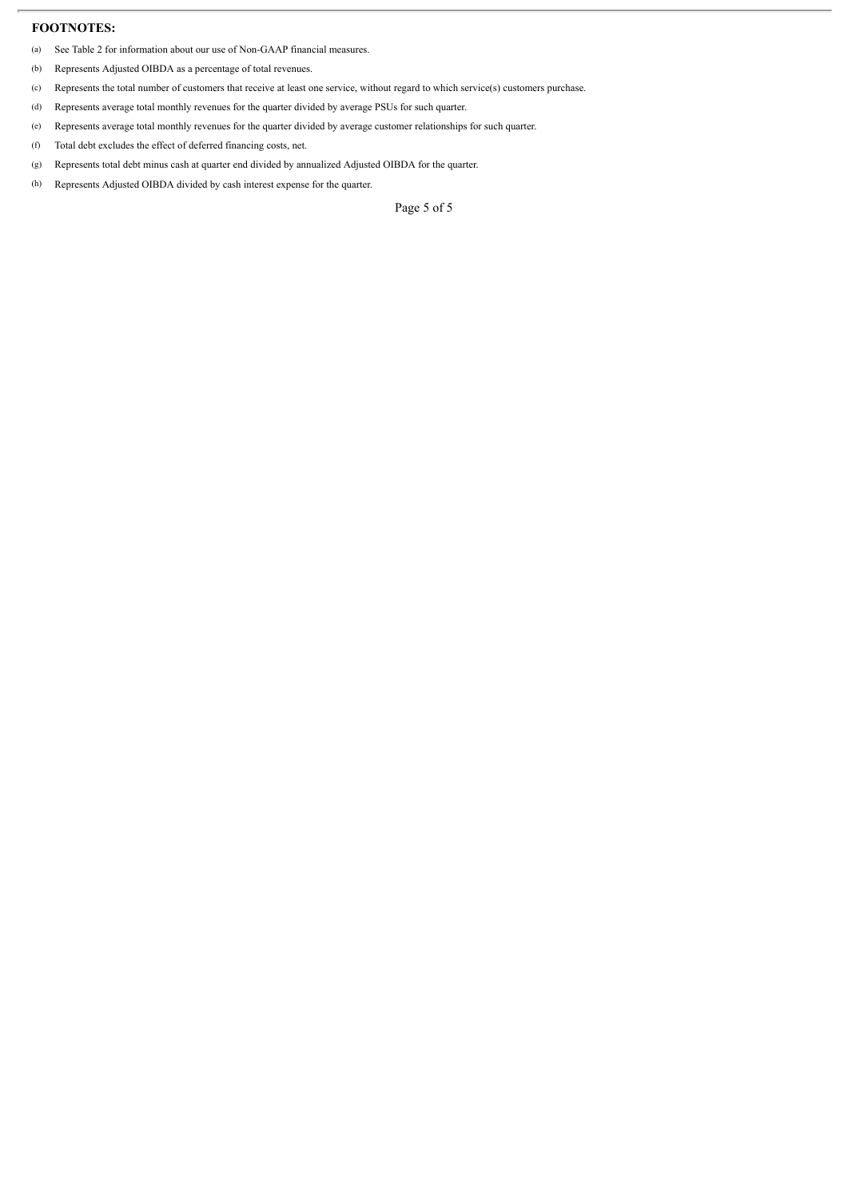**FOOTNOTES:**

(a) See Table 2 for information about our use of Non-GAAP financial measures.

(b) Represents Adjusted OIBDA as a percentage of total revenues.

(c) Represents the total number of customers that receive at least one service, without regard to which service(s) customers purchase.

(d) Represents average total monthly revenues for the quarter divided by average PSUs for such quarter.

(e) Represents average total monthly revenues for the quarter divided by average customer relationships for such quarter.

(f) Total debt excludes the effect of deferred financing costs, net.

(g) Represents total debt minus cash at quarter end divided by annualized Adjusted OIBDA for the quarter.

(h) Represents Adjusted OIBDA divided by cash interest expense for the quarter.